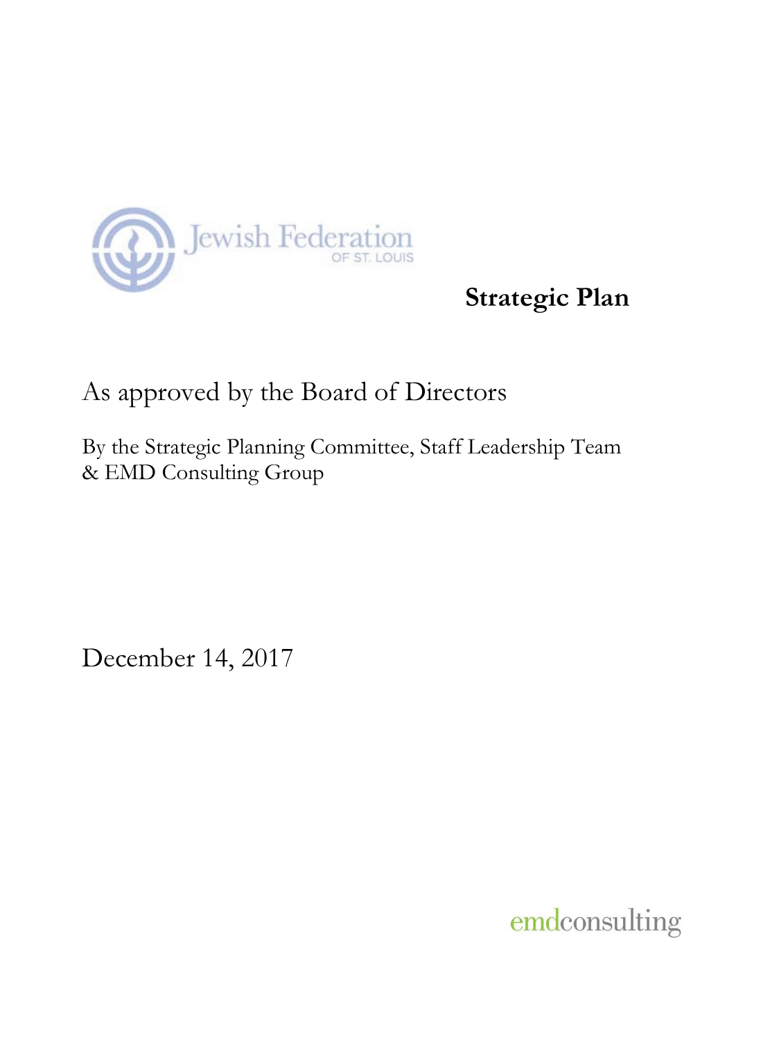Jewish Federation OF ST. LOUIS

# Strategic Plan

## As approved by the Board of Directors

By the Strategic Planning Committee, Staff Leadership Team & EMD Consulting Group

December 14, 2017

emdconsulting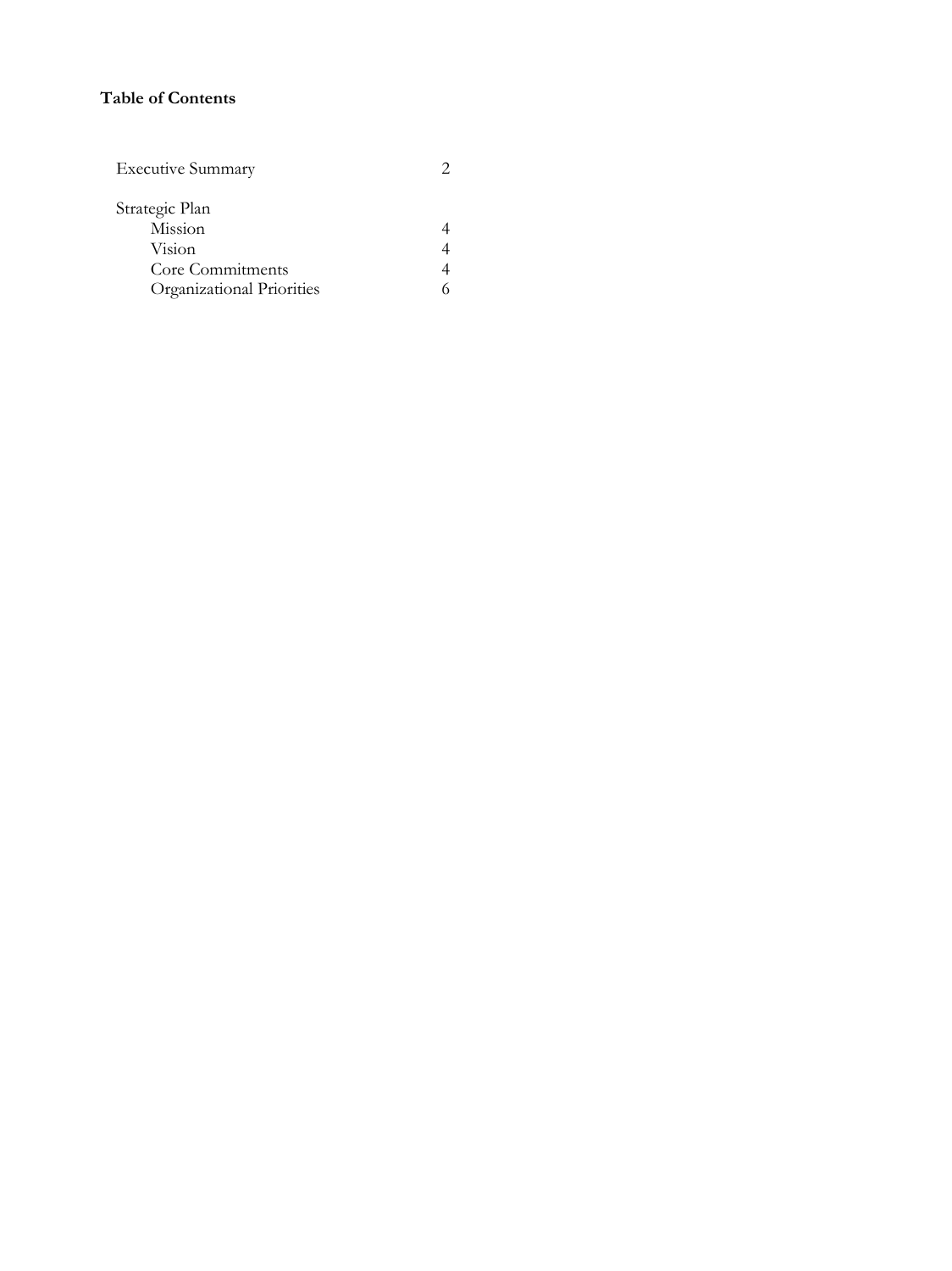**Table of Contents**

| | |
|---|---|
| Executive Summary | 2 |
| Strategic Plan | |
| Mission | 4 |
| Vision | 4 |
| Core Commitments | 4 |
| Organizational Priorities | 6 |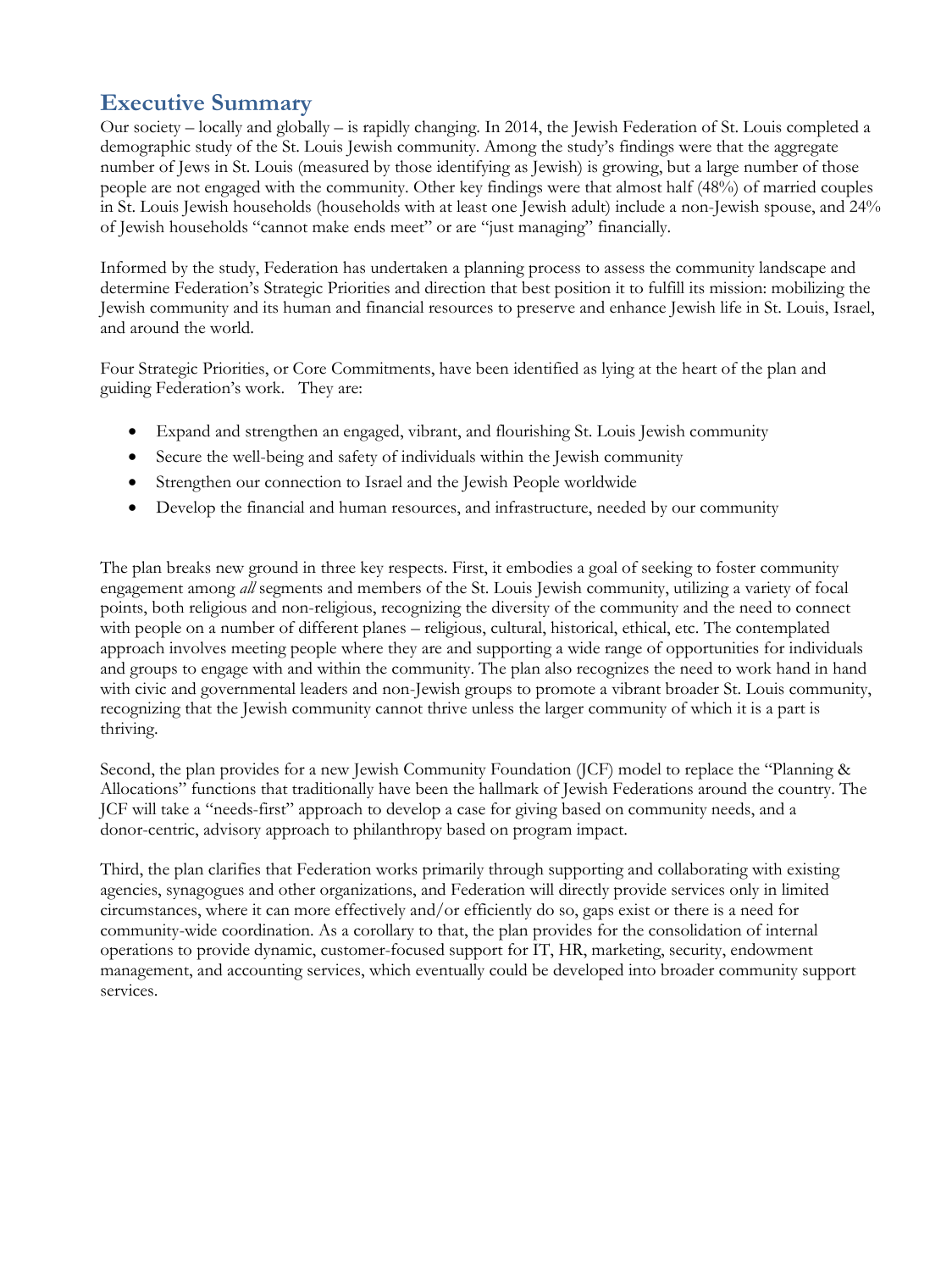## Executive Summary

Our society – locally and globally – is rapidly changing. In 2014, the Jewish Federation of St. Louis completed a demographic study of the St. Louis Jewish community. Among the study's findings were that the aggregate number of Jews in St. Louis (measured by those identifying as Jewish) is growing, but a large number of those people are not engaged with the community. Other key findings were that almost half (48%) of married couples in St. Louis Jewish households (households with at least one Jewish adult) include a non-Jewish spouse, and 24% of Jewish households "cannot make ends meet" or are "just managing" financially.

Informed by the study, Federation has undertaken a planning process to assess the community landscape and determine Federation's Strategic Priorities and direction that best position it to fulfill its mission: mobilizing the Jewish community and its human and financial resources to preserve and enhance Jewish life in St. Louis, Israel, and around the world.

Four Strategic Priorities, or Core Commitments, have been identified as lying at the heart of the plan and guiding Federation's work. They are:

- Expand and strengthen an engaged, vibrant, and flourishing St. Louis Jewish community
- Secure the well-being and safety of individuals within the Jewish community
- Strengthen our connection to Israel and the Jewish People worldwide
- Develop the financial and human resources, and infrastructure, needed by our community

The plan breaks new ground in three key respects. First, it embodies a goal of seeking to foster community engagement among *all* segments and members of the St. Louis Jewish community, utilizing a variety of focal points, both religious and non-religious, recognizing the diversity of the community and the need to connect with people on a number of different planes – religious, cultural, historical, ethical, etc. The contemplated approach involves meeting people where they are and supporting a wide range of opportunities for individuals and groups to engage with and within the community. The plan also recognizes the need to work hand in hand with civic and governmental leaders and non-Jewish groups to promote a vibrant broader St. Louis community, recognizing that the Jewish community cannot thrive unless the larger community of which it is a part is thriving.

Second, the plan provides for a new Jewish Community Foundation (JCF) model to replace the "Planning & Allocations" functions that traditionally have been the hallmark of Jewish Federations around the country. The JCF will take a "needs-first" approach to develop a case for giving based on community needs, and a donor-centric, advisory approach to philanthropy based on program impact.

Third, the plan clarifies that Federation works primarily through supporting and collaborating with existing agencies, synagogues and other organizations, and Federation will directly provide services only in limited circumstances, where it can more effectively and/or efficiently do so, gaps exist or there is a need for community-wide coordination. As a corollary to that, the plan provides for the consolidation of internal operations to provide dynamic, customer-focused support for IT, HR, marketing, security, endowment management, and accounting services, which eventually could be developed into broader community support services.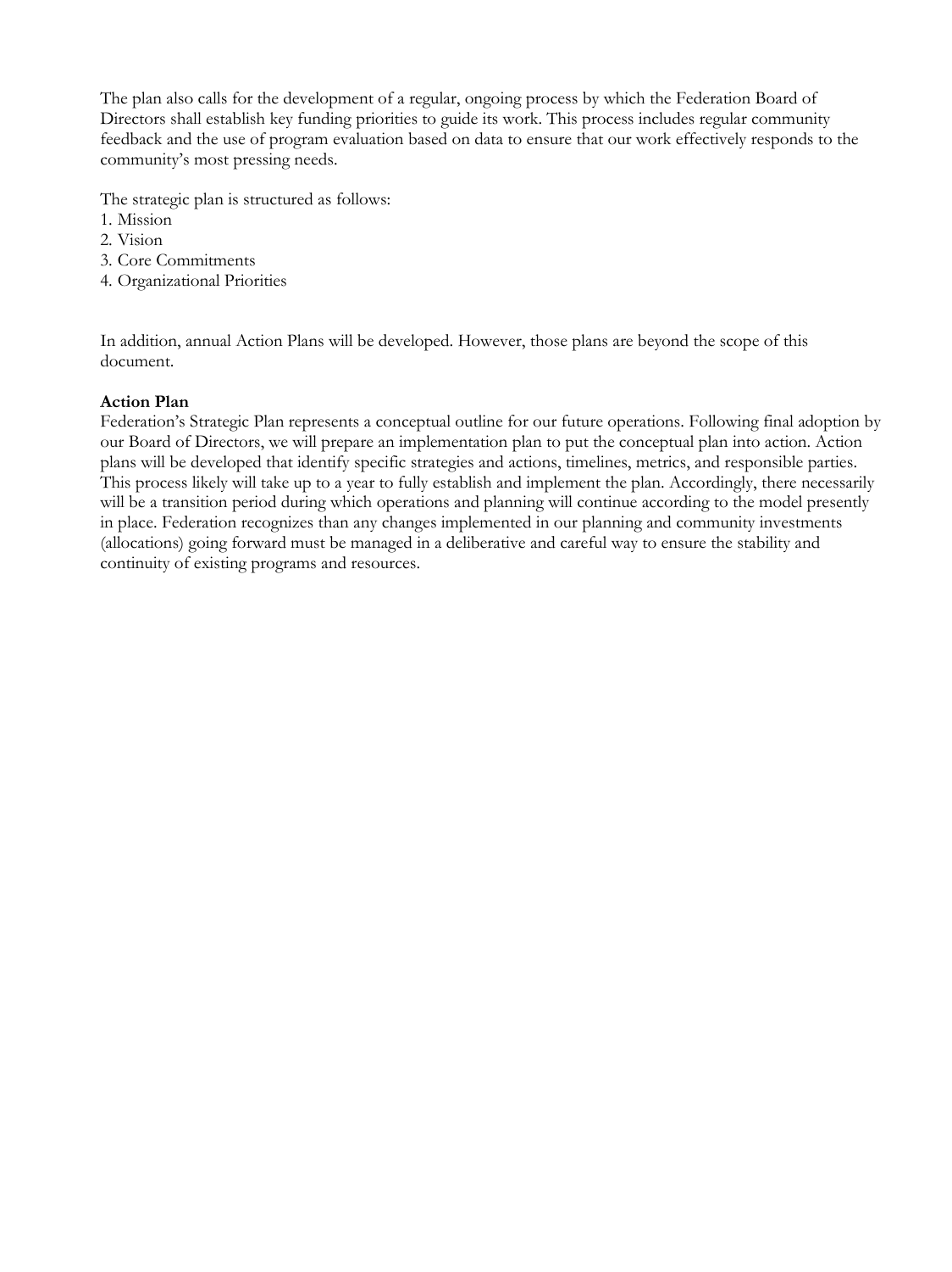The plan also calls for the development of a regular, ongoing process by which the Federation Board of Directors shall establish key funding priorities to guide its work. This process includes regular community feedback and the use of program evaluation based on data to ensure that our work effectively responds to the community's most pressing needs.

The strategic plan is structured as follows:
1. Mission
2. Vision
3. Core Commitments
4. Organizational Priorities

In addition, annual Action Plans will be developed. However, those plans are beyond the scope of this document.

**Action Plan**

Federation's Strategic Plan represents a conceptual outline for our future operations. Following final adoption by our Board of Directors, we will prepare an implementation plan to put the conceptual plan into action. Action plans will be developed that identify specific strategies and actions, timelines, metrics, and responsible parties. This process likely will take up to a year to fully establish and implement the plan. Accordingly, there necessarily will be a transition period during which operations and planning will continue according to the model presently in place. Federation recognizes than any changes implemented in our planning and community investments (allocations) going forward must be managed in a deliberative and careful way to ensure the stability and continuity of existing programs and resources.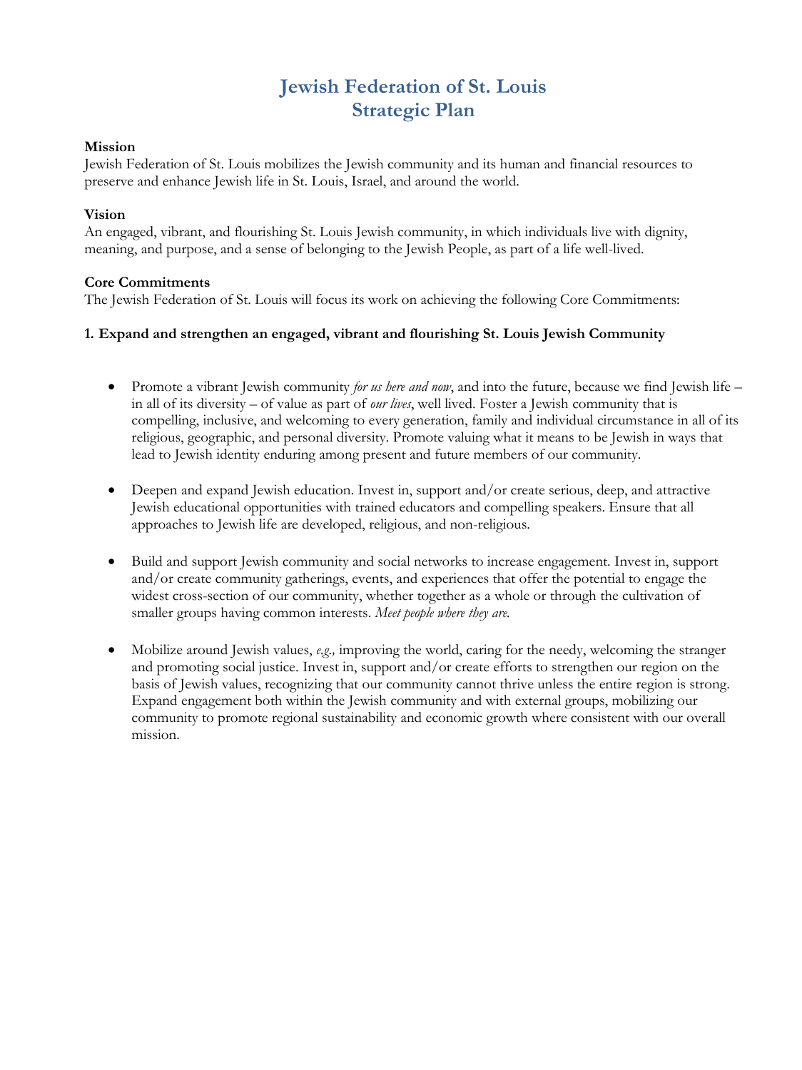# Jewish Federation of St. Louis
# Strategic Plan

**Mission**
Jewish Federation of St. Louis mobilizes the Jewish community and its human and financial resources to preserve and enhance Jewish life in St. Louis, Israel, and around the world.

**Vision**
An engaged, vibrant, and flourishing St. Louis Jewish community, in which individuals live with dignity, meaning, and purpose, and a sense of belonging to the Jewish People, as part of a life well-lived.

**Core Commitments**
The Jewish Federation of St. Louis will focus its work on achieving the following Core Commitments:

**1. Expand and strengthen an engaged, vibrant and flourishing St. Louis Jewish Community**

- Promote a vibrant Jewish community *for us here and now*, and into the future, because we find Jewish life – in all of its diversity – of value as part of *our lives*, well lived. Foster a Jewish community that is compelling, inclusive, and welcoming to every generation, family and individual circumstance in all of its religious, geographic, and personal diversity. Promote valuing what it means to be Jewish in ways that lead to Jewish identity enduring among present and future members of our community.

- Deepen and expand Jewish education. Invest in, support and/or create serious, deep, and attractive Jewish educational opportunities with trained educators and compelling speakers. Ensure that all approaches to Jewish life are developed, religious, and non-religious.

- Build and support Jewish community and social networks to increase engagement. Invest in, support and/or create community gatherings, events, and experiences that offer the potential to engage the widest cross-section of our community, whether together as a whole or through the cultivation of smaller groups having common interests. *Meet people where they are.*

- Mobilize around Jewish values, *e.g.,* improving the world, caring for the needy, welcoming the stranger and promoting social justice. Invest in, support and/or create efforts to strengthen our region on the basis of Jewish values, recognizing that our community cannot thrive unless the entire region is strong. Expand engagement both within the Jewish community and with external groups, mobilizing our community to promote regional sustainability and economic growth where consistent with our overall mission.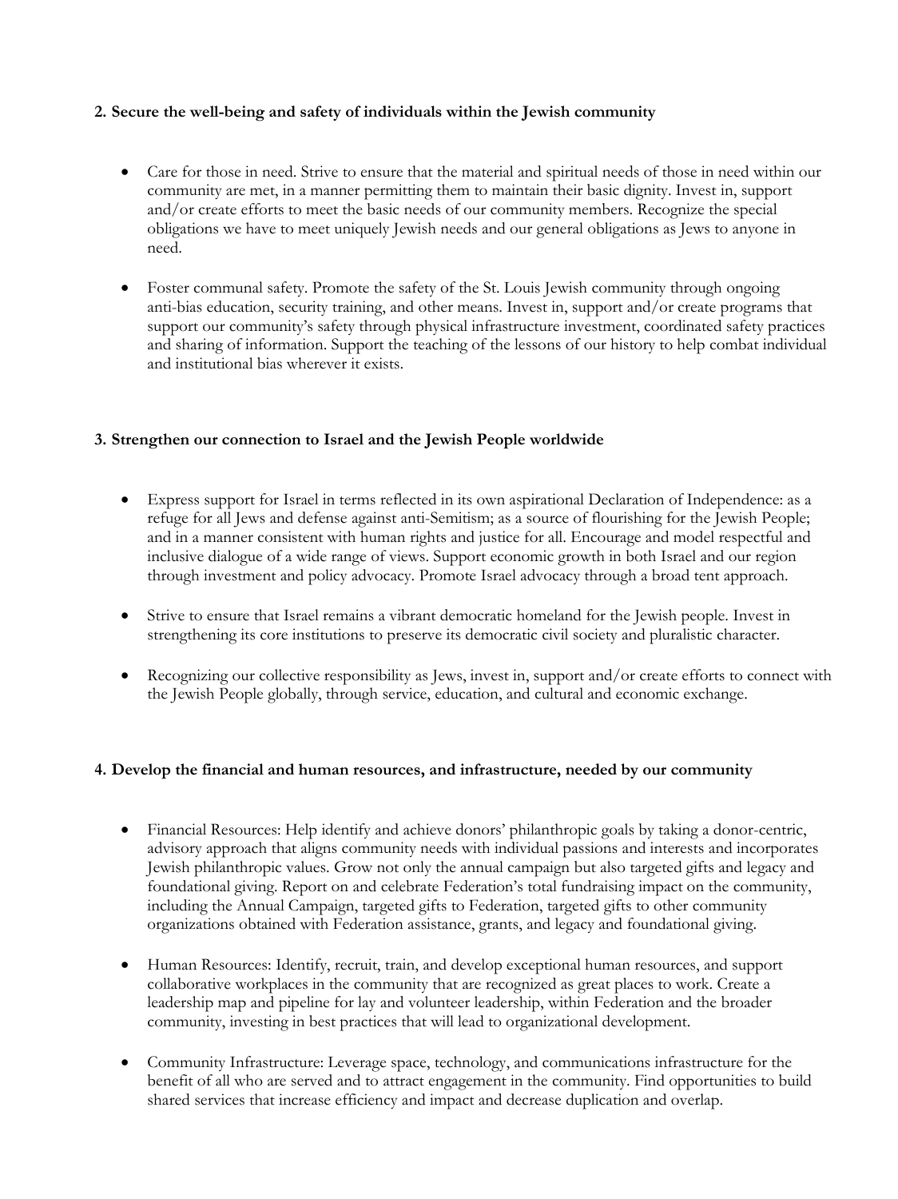**2. Secure the well-being and safety of individuals within the Jewish community**

- Care for those in need. Strive to ensure that the material and spiritual needs of those in need within our community are met, in a manner permitting them to maintain their basic dignity. Invest in, support and/or create efforts to meet the basic needs of our community members. Recognize the special obligations we have to meet uniquely Jewish needs and our general obligations as Jews to anyone in need.

- Foster communal safety. Promote the safety of the St. Louis Jewish community through ongoing anti-bias education, security training, and other means. Invest in, support and/or create programs that support our community's safety through physical infrastructure investment, coordinated safety practices and sharing of information. Support the teaching of the lessons of our history to help combat individual and institutional bias wherever it exists.

**3. Strengthen our connection to Israel and the Jewish People worldwide**

- Express support for Israel in terms reflected in its own aspirational Declaration of Independence: as a refuge for all Jews and defense against anti-Semitism; as a source of flourishing for the Jewish People; and in a manner consistent with human rights and justice for all. Encourage and model respectful and inclusive dialogue of a wide range of views. Support economic growth in both Israel and our region through investment and policy advocacy. Promote Israel advocacy through a broad tent approach.

- Strive to ensure that Israel remains a vibrant democratic homeland for the Jewish people. Invest in strengthening its core institutions to preserve its democratic civil society and pluralistic character.

- Recognizing our collective responsibility as Jews, invest in, support and/or create efforts to connect with the Jewish People globally, through service, education, and cultural and economic exchange.

**4. Develop the financial and human resources, and infrastructure, needed by our community**

- Financial Resources: Help identify and achieve donors' philanthropic goals by taking a donor-centric, advisory approach that aligns community needs with individual passions and interests and incorporates Jewish philanthropic values. Grow not only the annual campaign but also targeted gifts and legacy and foundational giving. Report on and celebrate Federation's total fundraising impact on the community, including the Annual Campaign, targeted gifts to Federation, targeted gifts to other community organizations obtained with Federation assistance, grants, and legacy and foundational giving.

- Human Resources: Identify, recruit, train, and develop exceptional human resources, and support collaborative workplaces in the community that are recognized as great places to work. Create a leadership map and pipeline for lay and volunteer leadership, within Federation and the broader community, investing in best practices that will lead to organizational development.

- Community Infrastructure: Leverage space, technology, and communications infrastructure for the benefit of all who are served and to attract engagement in the community. Find opportunities to build shared services that increase efficiency and impact and decrease duplication and overlap.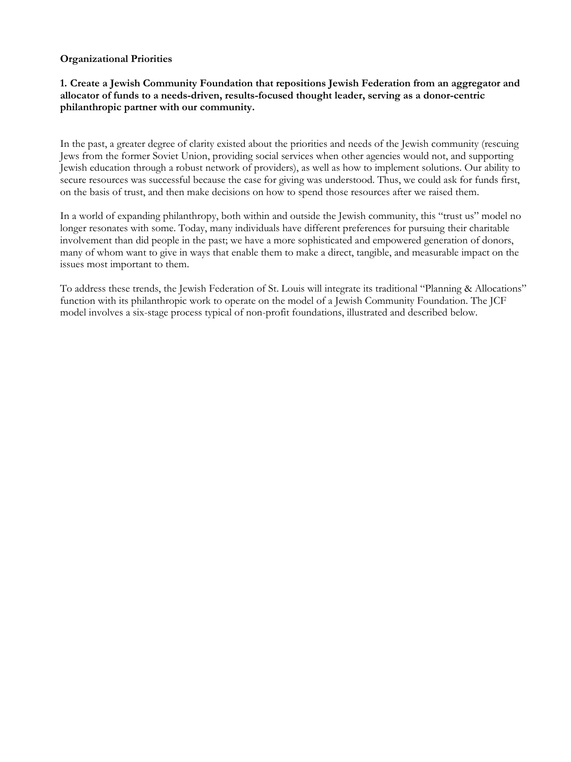**Organizational Priorities**

**1. Create a Jewish Community Foundation that repositions Jewish Federation from an aggregator and allocator of funds to a needs-driven, results-focused thought leader, serving as a donor-centric philanthropic partner with our community.**

In the past, a greater degree of clarity existed about the priorities and needs of the Jewish community (rescuing Jews from the former Soviet Union, providing social services when other agencies would not, and supporting Jewish education through a robust network of providers), as well as how to implement solutions. Our ability to secure resources was successful because the case for giving was understood. Thus, we could ask for funds first, on the basis of trust, and then make decisions on how to spend those resources after we raised them.

In a world of expanding philanthropy, both within and outside the Jewish community, this "trust us" model no longer resonates with some. Today, many individuals have different preferences for pursuing their charitable involvement than did people in the past; we have a more sophisticated and empowered generation of donors, many of whom want to give in ways that enable them to make a direct, tangible, and measurable impact on the issues most important to them.

To address these trends, the Jewish Federation of St. Louis will integrate its traditional "Planning & Allocations" function with its philanthropic work to operate on the model of a Jewish Community Foundation. The JCF model involves a six-stage process typical of non-profit foundations, illustrated and described below.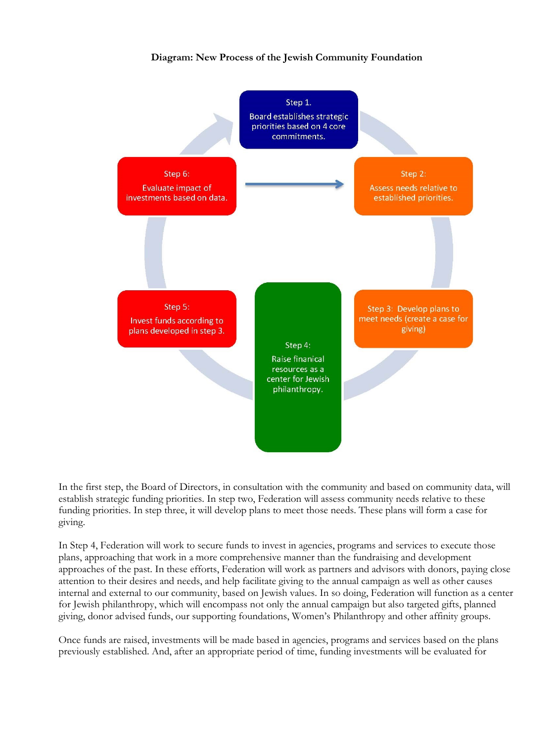**Diagram: New Process of the Jewish Community Foundation**

Step 1.
Board establishes strategic priorities based on 4 core commitments.

Step 2:
Assess needs relative to established priorities.

Step 3: Develop plans to meet needs (create a case for giving)

Step 4:
Raise finanical resources as a center for Jewish philanthropy.

Step 5:
Invest funds according to plans developed in step 3.

Step 6:
Evaluate impact of investments based on data.

In the first step, the Board of Directors, in consultation with the community and based on community data, will establish strategic funding priorities. In step two, Federation will assess community needs relative to these funding priorities. In step three, it will develop plans to meet those needs. These plans will form a case for giving.

In Step 4, Federation will work to secure funds to invest in agencies, programs and services to execute those plans, approaching that work in a more comprehensive manner than the fundraising and development approaches of the past. In these efforts, Federation will work as partners and advisors with donors, paying close attention to their desires and needs, and help facilitate giving to the annual campaign as well as other causes internal and external to our community, based on Jewish values. In so doing, Federation will function as a center for Jewish philanthropy, which will encompass not only the annual campaign but also targeted gifts, planned giving, donor advised funds, our supporting foundations, Women's Philanthropy and other affinity groups.

Once funds are raised, investments will be made based in agencies, programs and services based on the plans previously established. And, after an appropriate period of time, funding investments will be evaluated for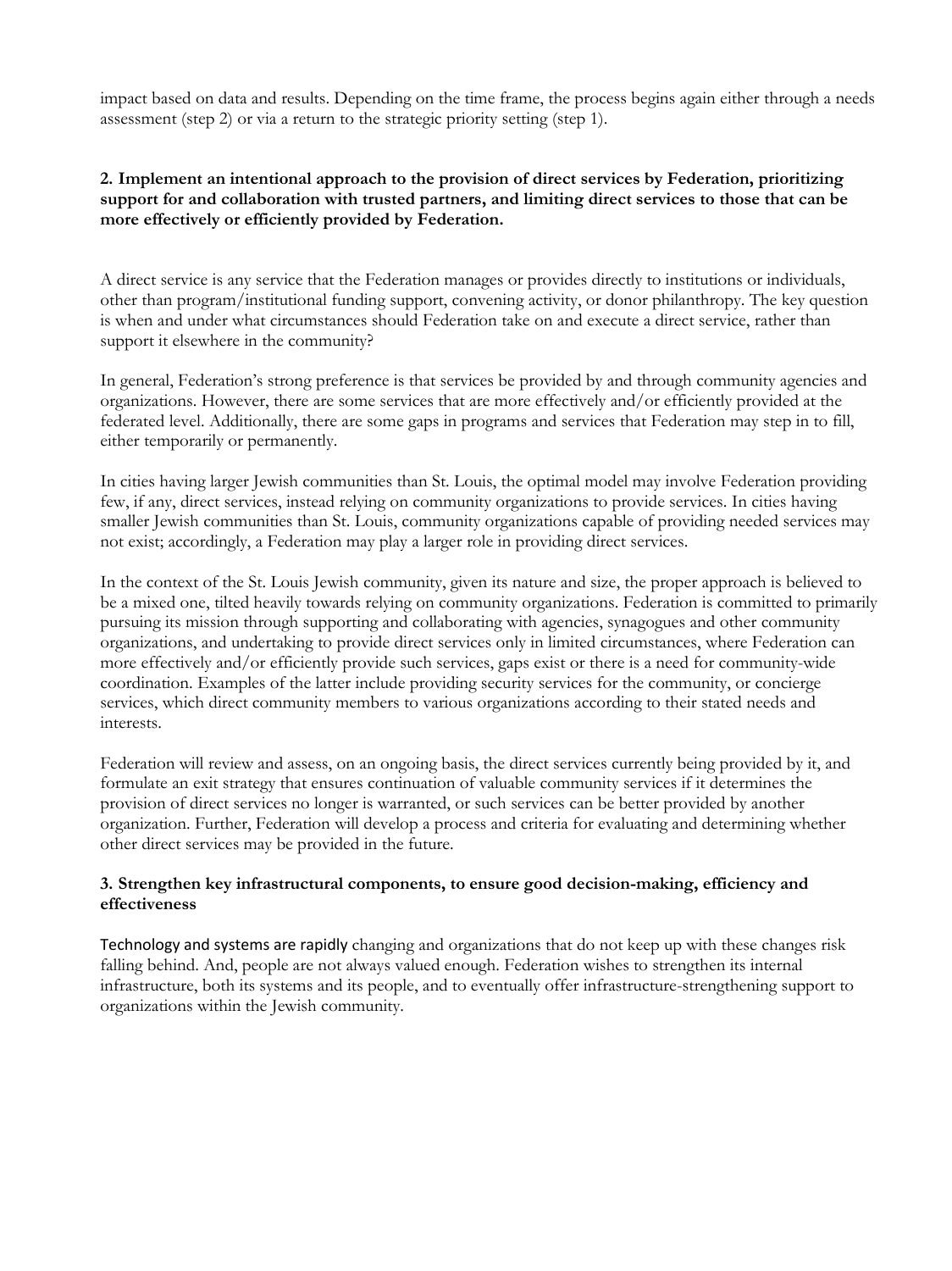impact based on data and results. Depending on the time frame, the process begins again either through a needs assessment (step 2) or via a return to the strategic priority setting (step 1).

**2. Implement an intentional approach to the provision of direct services by Federation, prioritizing support for and collaboration with trusted partners, and limiting direct services to those that can be more effectively or efficiently provided by Federation.**

A direct service is any service that the Federation manages or provides directly to institutions or individuals, other than program/institutional funding support, convening activity, or donor philanthropy. The key question is when and under what circumstances should Federation take on and execute a direct service, rather than support it elsewhere in the community?

In general, Federation's strong preference is that services be provided by and through community agencies and organizations. However, there are some services that are more effectively and/or efficiently provided at the federated level. Additionally, there are some gaps in programs and services that Federation may step in to fill, either temporarily or permanently.

In cities having larger Jewish communities than St. Louis, the optimal model may involve Federation providing few, if any, direct services, instead relying on community organizations to provide services. In cities having smaller Jewish communities than St. Louis, community organizations capable of providing needed services may not exist; accordingly, a Federation may play a larger role in providing direct services.

In the context of the St. Louis Jewish community, given its nature and size, the proper approach is believed to be a mixed one, tilted heavily towards relying on community organizations. Federation is committed to primarily pursuing its mission through supporting and collaborating with agencies, synagogues and other community organizations, and undertaking to provide direct services only in limited circumstances, where Federation can more effectively and/or efficiently provide such services, gaps exist or there is a need for community-wide coordination. Examples of the latter include providing security services for the community, or concierge services, which direct community members to various organizations according to their stated needs and interests.

Federation will review and assess, on an ongoing basis, the direct services currently being provided by it, and formulate an exit strategy that ensures continuation of valuable community services if it determines the provision of direct services no longer is warranted, or such services can be better provided by another organization. Further, Federation will develop a process and criteria for evaluating and determining whether other direct services may be provided in the future.

**3. Strengthen key infrastructural components, to ensure good decision-making, efficiency and effectiveness**

Technology and systems are rapidly changing and organizations that do not keep up with these changes risk falling behind. And, people are not always valued enough. Federation wishes to strengthen its internal infrastructure, both its systems and its people, and to eventually offer infrastructure-strengthening support to organizations within the Jewish community.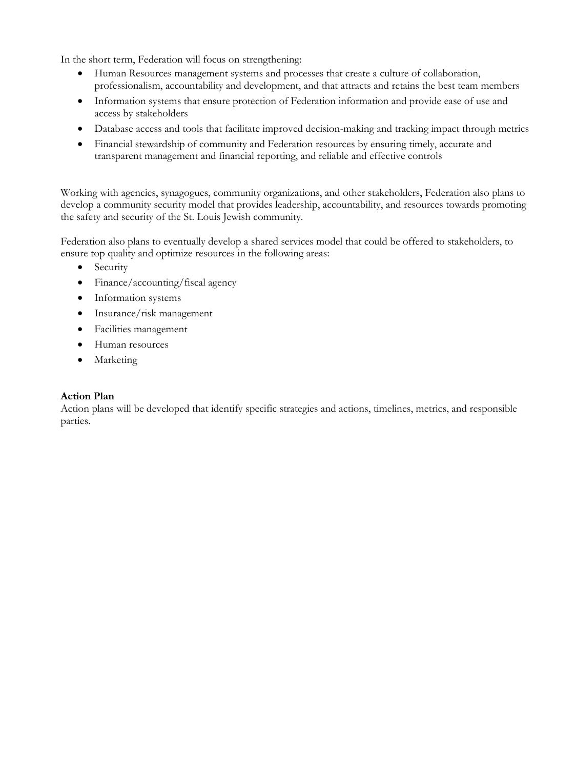In the short term, Federation will focus on strengthening:

- Human Resources management systems and processes that create a culture of collaboration, professionalism, accountability and development, and that attracts and retains the best team members
- Information systems that ensure protection of Federation information and provide ease of use and access by stakeholders
- Database access and tools that facilitate improved decision-making and tracking impact through metrics
- Financial stewardship of community and Federation resources by ensuring timely, accurate and transparent management and financial reporting, and reliable and effective controls

Working with agencies, synagogues, community organizations, and other stakeholders, Federation also plans to develop a community security model that provides leadership, accountability, and resources towards promoting the safety and security of the St. Louis Jewish community.

Federation also plans to eventually develop a shared services model that could be offered to stakeholders, to ensure top quality and optimize resources in the following areas:

- Security
- Finance/accounting/fiscal agency
- Information systems
- Insurance/risk management
- Facilities management
- Human resources
- Marketing

**Action Plan**

Action plans will be developed that identify specific strategies and actions, timelines, metrics, and responsible parties.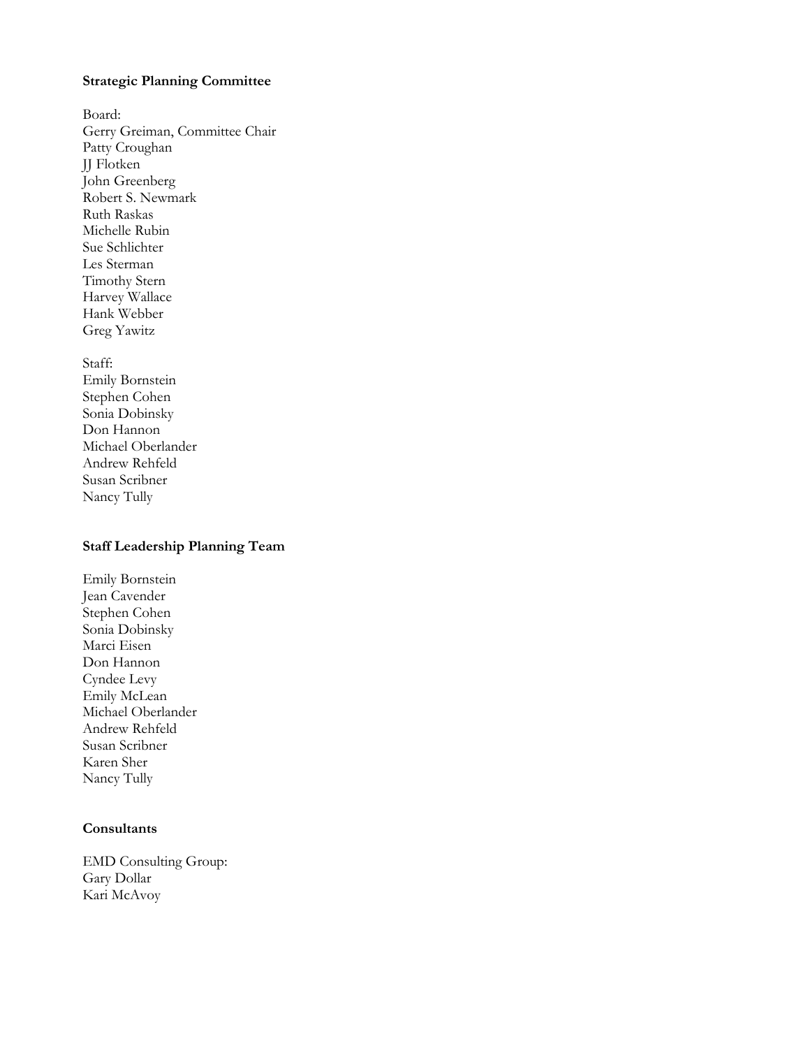**Strategic Planning Committee**

Board:
Gerry Greiman, Committee Chair
Patty Croughan
JJ Flotken
John Greenberg
Robert S. Newmark
Ruth Raskas
Michelle Rubin
Sue Schlichter
Les Sterman
Timothy Stern
Harvey Wallace
Hank Webber
Greg Yawitz

Staff:
Emily Bornstein
Stephen Cohen
Sonia Dobinsky
Don Hannon
Michael Oberlander
Andrew Rehfeld
Susan Scribner
Nancy Tully

**Staff Leadership Planning Team**

Emily Bornstein
Jean Cavender
Stephen Cohen
Sonia Dobinsky
Marci Eisen
Don Hannon
Cyndee Levy
Emily McLean
Michael Oberlander
Andrew Rehfeld
Susan Scribner
Karen Sher
Nancy Tully

**Consultants**

EMD Consulting Group:
Gary Dollar
Kari McAvoy